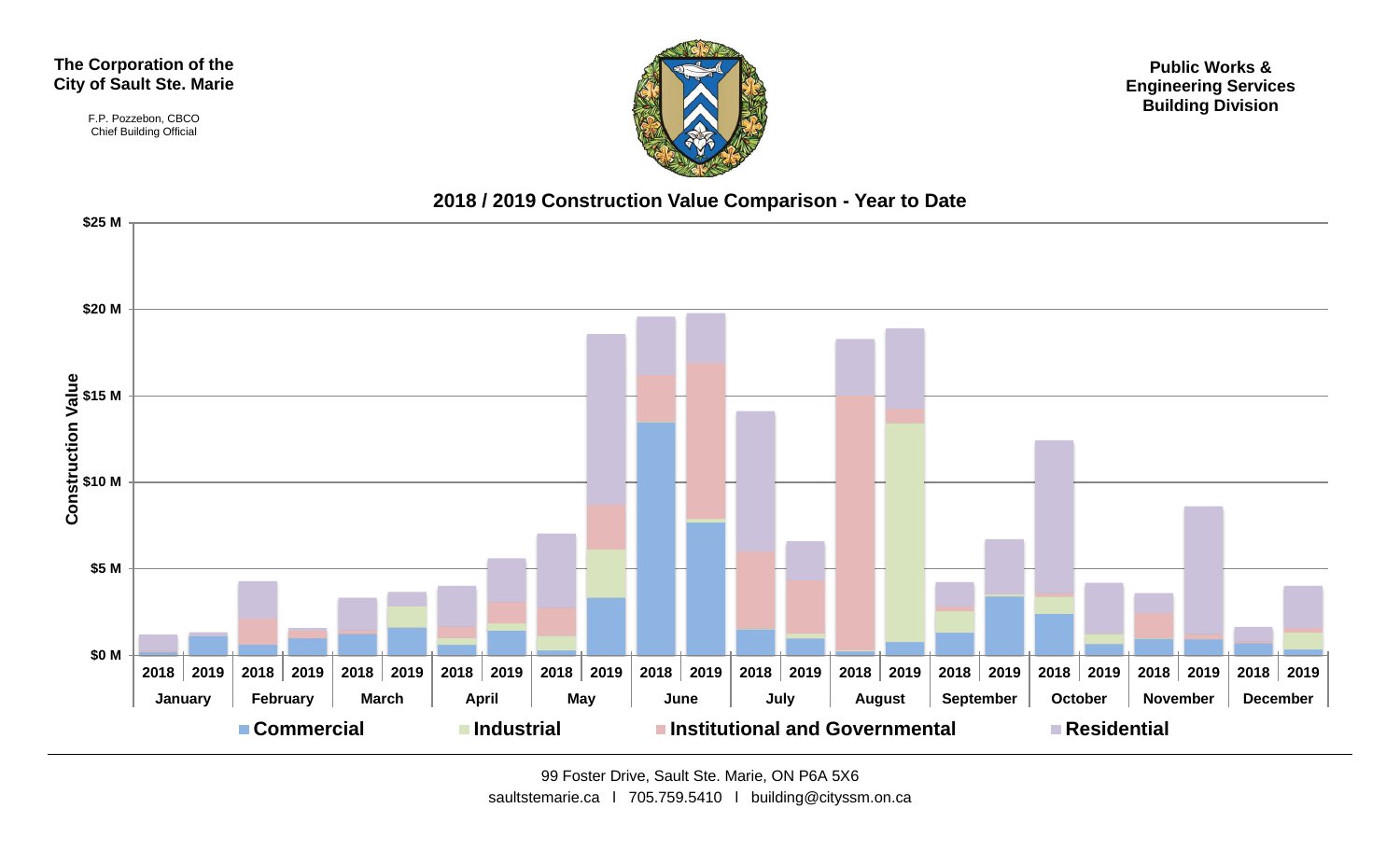**The Corporation of the City of Sault Ste. Marie**

F.P. Pozzebon, CBCO
Chief Building Official

**Public Works & Engineering Services Building Division**

## 2018 / 2019 Construction Value Comparison - Year to Date

Construction Value

$25 M
$20 M
$15 M
$10 M
$5 M
$0 M

| | January | | February | | March | | April | | May | | June | | July | | August | | September | | October | | November | | December | |
|---|---|---|---|---|---|---|---|---|---|---|---|---|---|---|---|---|---|---|---|---|---|---|---|---|
| | 2018 | 2019 | 2018 | 2019 | 2018 | 2019 | 2018 | 2019 | 2018 | 2019 | 2018 | 2019 | 2018 | 2019 | 2018 | 2019 | 2018 | 2019 | 2018 | 2019 | 2018 | 2019 | 2018 | 2019 |

■ Commercial ■ Industrial ■ Institutional and Governmental ■ Residential

---

99 Foster Drive, Sault Ste. Marie, ON P6A 5X6
saultstemarie.ca l 705.759.5410 l building@cityssm.on.ca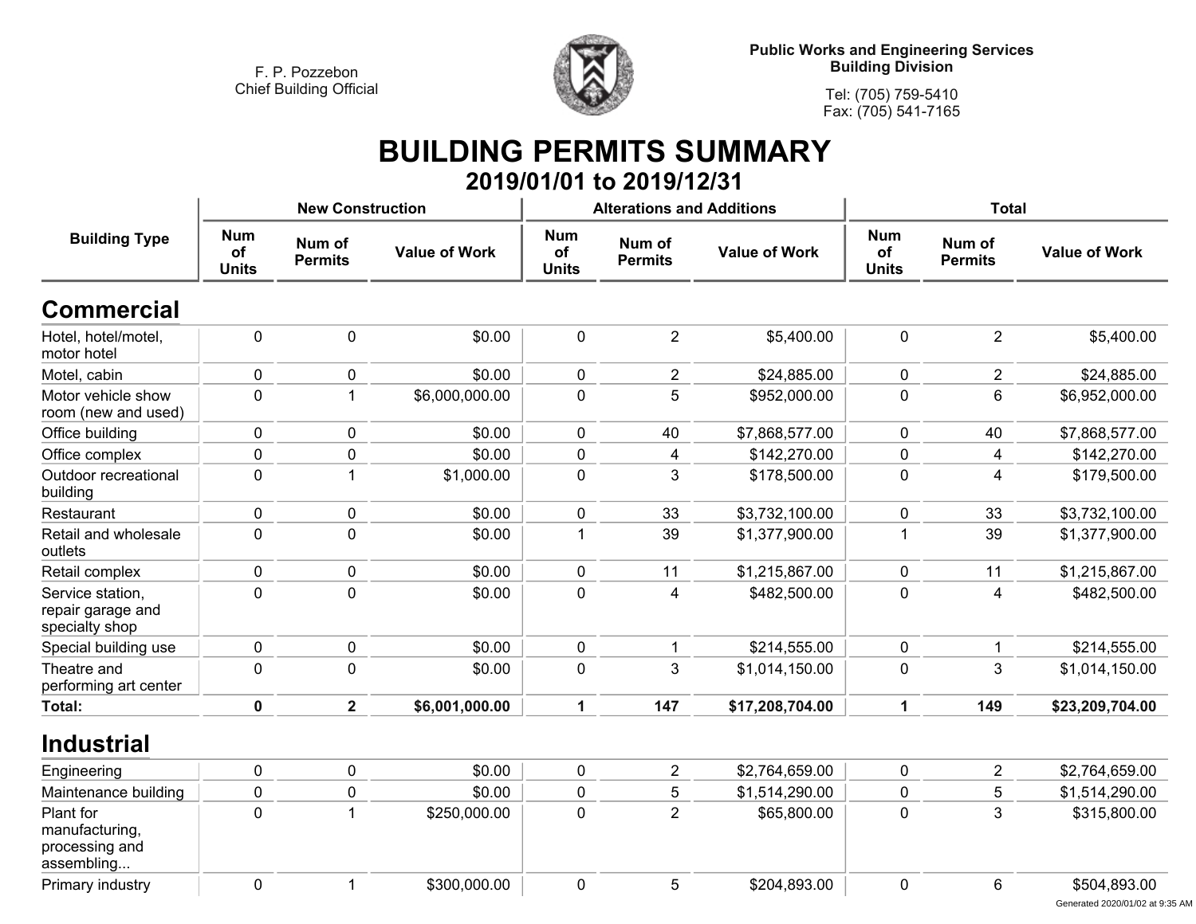F. P. Pozzebon
Chief Building Official

**Public Works and Engineering Services**
**Building Division**

Tel: (705) 759-5410
Fax: (705) 541-7165

# BUILDING PERMITS SUMMARY

## 2019/01/01 to 2019/12/31

| Building Type | New Construction | | | Alterations and Additions | | | Total | | |
|---|---|---|---|---|---|---|---|---|---|
| | Num of Units | Num of Permits | Value of Work | Num of Units | Num of Permits | Value of Work | Num of Units | Num of Permits | Value of Work |
| **Commercial** | | | | | | | | | |
| Hotel, hotel/motel, motor hotel | 0 | 0 | $0.00 | 0 | 2 | $5,400.00 | 0 | 2 | $5,400.00 |
| Motel, cabin | 0 | 0 | $0.00 | 0 | 2 | $24,885.00 | 0 | 2 | $24,885.00 |
| Motor vehicle show room (new and used) | 0 | 1 | $6,000,000.00 | 0 | 5 | $952,000.00 | 0 | 6 | $6,952,000.00 |
| Office building | 0 | 0 | $0.00 | 0 | 40 | $7,868,577.00 | 0 | 40 | $7,868,577.00 |
| Office complex | 0 | 0 | $0.00 | 0 | 4 | $142,270.00 | 0 | 4 | $142,270.00 |
| Outdoor recreational building | 0 | 1 | $1,000.00 | 0 | 3 | $178,500.00 | 0 | 4 | $179,500.00 |
| Restaurant | 0 | 0 | $0.00 | 0 | 33 | $3,732,100.00 | 0 | 33 | $3,732,100.00 |
| Retail and wholesale outlets | 0 | 0 | $0.00 | 1 | 39 | $1,377,900.00 | 1 | 39 | $1,377,900.00 |
| Retail complex | 0 | 0 | $0.00 | 0 | 11 | $1,215,867.00 | 0 | 11 | $1,215,867.00 |
| Service station, repair garage and specialty shop | 0 | 0 | $0.00 | 0 | 4 | $482,500.00 | 0 | 4 | $482,500.00 |
| Special building use | 0 | 0 | $0.00 | 0 | 1 | $214,555.00 | 0 | 1 | $214,555.00 |
| Theatre and performing art center | 0 | 0 | $0.00 | 0 | 3 | $1,014,150.00 | 0 | 3 | $1,014,150.00 |
| **Total:** | **0** | **2** | **$6,001,000.00** | **1** | **147** | **$17,208,704.00** | **1** | **149** | **$23,209,704.00** |
| **Industrial** | | | | | | | | | |
| Engineering | 0 | 0 | $0.00 | 0 | 2 | $2,764,659.00 | 0 | 2 | $2,764,659.00 |
| Maintenance building | 0 | 0 | $0.00 | 0 | 5 | $1,514,290.00 | 0 | 5 | $1,514,290.00 |
| Plant for manufacturing, processing and assembling... | 0 | 1 | $250,000.00 | 0 | 2 | $65,800.00 | 0 | 3 | $315,800.00 |
| Primary industry | 0 | 1 | $300,000.00 | 0 | 5 | $204,893.00 | 0 | 6 | $504,893.00 |

Generated 2020/01/02 at 9:35 AM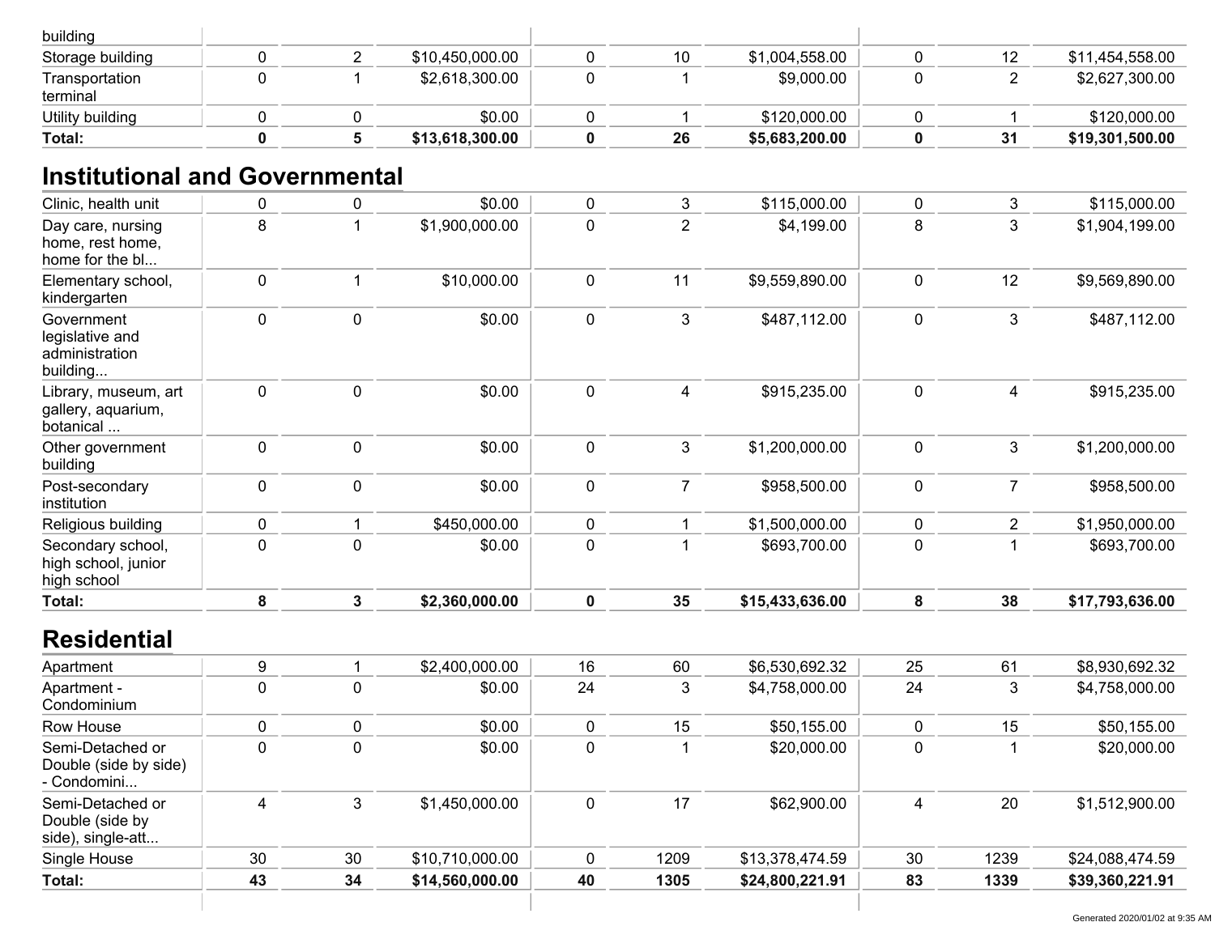| | | | | | | | | | |
|---|---|---|---|---|---|---|---|---|---|
| building | | | | | | | | | |
| Storage building | 0 | 2 | $10,450,000.00 | 0 | 10 | $1,004,558.00 | 0 | 12 | $11,454,558.00 |
| Transportation terminal | 0 | 1 | $2,618,300.00 | 0 | 1 | $9,000.00 | 0 | 2 | $2,627,300.00 |
| Utility building | 0 | 0 | $0.00 | 0 | 1 | $120,000.00 | 0 | 1 | $120,000.00 |
| **Total:** | **0** | **5** | **$13,618,300.00** | **0** | **26** | **$5,683,200.00** | **0** | **31** | **$19,301,500.00** |

## Institutional and Governmental

| | | | | | | | | | |
|---|---|---|---|---|---|---|---|---|---|
| Clinic, health unit | 0 | 0 | $0.00 | 0 | 3 | $115,000.00 | 0 | 3 | $115,000.00 |
| Day care, nursing home, rest home, home for the bl... | 8 | 1 | $1,900,000.00 | 0 | 2 | $4,199.00 | 8 | 3 | $1,904,199.00 |
| Elementary school, kindergarten | 0 | 1 | $10,000.00 | 0 | 11 | $9,559,890.00 | 0 | 12 | $9,569,890.00 |
| Government legislative and administration building... | 0 | 0 | $0.00 | 0 | 3 | $487,112.00 | 0 | 3 | $487,112.00 |
| Library, museum, art gallery, aquarium, botanical ... | 0 | 0 | $0.00 | 0 | 4 | $915,235.00 | 0 | 4 | $915,235.00 |
| Other government building | 0 | 0 | $0.00 | 0 | 3 | $1,200,000.00 | 0 | 3 | $1,200,000.00 |
| Post-secondary institution | 0 | 0 | $0.00 | 0 | 7 | $958,500.00 | 0 | 7 | $958,500.00 |
| Religious building | 0 | 1 | $450,000.00 | 0 | 1 | $1,500,000.00 | 0 | 2 | $1,950,000.00 |
| Secondary school, high school, junior high school | 0 | 0 | $0.00 | 0 | 1 | $693,700.00 | 0 | 1 | $693,700.00 |
| **Total:** | **8** | **3** | **$2,360,000.00** | **0** | **35** | **$15,433,636.00** | **8** | **38** | **$17,793,636.00** |

## Residential

| | | | | | | | | | |
|---|---|---|---|---|---|---|---|---|---|
| Apartment | 9 | 1 | $2,400,000.00 | 16 | 60 | $6,530,692.32 | 25 | 61 | $8,930,692.32 |
| Apartment - Condominium | 0 | 0 | $0.00 | 24 | 3 | $4,758,000.00 | 24 | 3 | $4,758,000.00 |
| Row House | 0 | 0 | $0.00 | 0 | 15 | $50,155.00 | 0 | 15 | $50,155.00 |
| Semi-Detached or Double (side by side) - Condomini... | 0 | 0 | $0.00 | 0 | 1 | $20,000.00 | 0 | 1 | $20,000.00 |
| Semi-Detached or Double (side by side), single-att... | 4 | 3 | $1,450,000.00 | 0 | 17 | $62,900.00 | 4 | 20 | $1,512,900.00 |
| Single House | 30 | 30 | $10,710,000.00 | 0 | 1209 | $13,378,474.59 | 30 | 1239 | $24,088,474.59 |
| **Total:** | **43** | **34** | **$14,560,000.00** | **40** | **1305** | **$24,800,221.91** | **83** | **1339** | **$39,360,221.91** |

Generated 2020/01/02 at 9:35 AM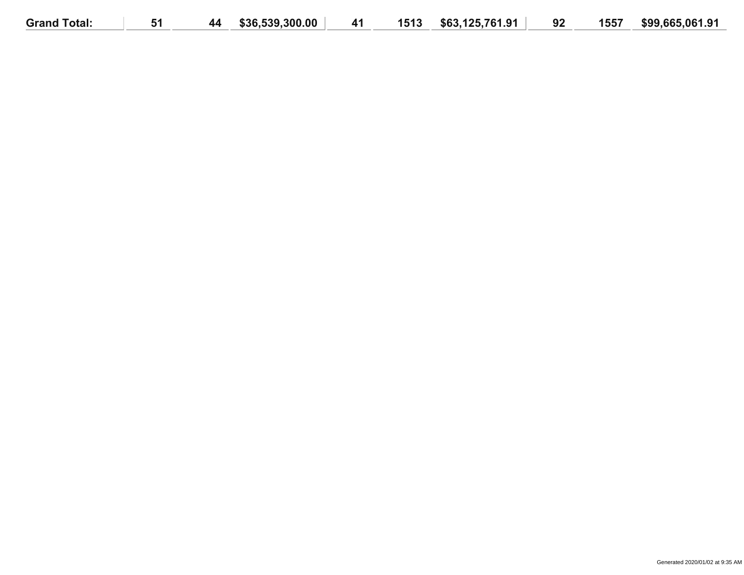| Grand Total: | 51 | 44 | $36,539,300.00 | 41 | 1513 | $63,125,761.91 | 92 | 1557 | $99,665,061.91 |
|---|---|---|---|---|---|---|---|---|---|

Generated 2020/01/02 at 9:35 AM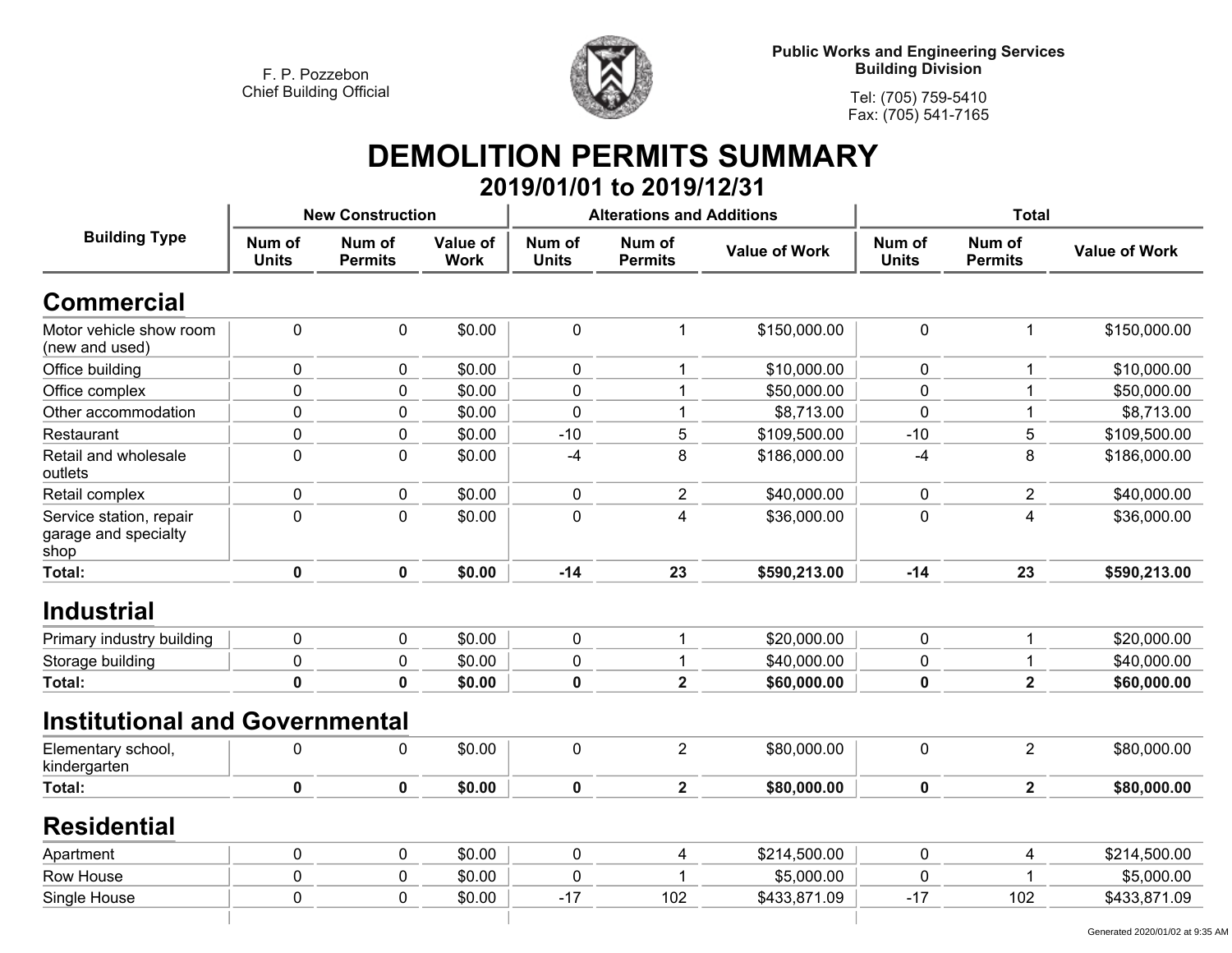F. P. Pozzebon
Chief Building Official

**Public Works and Engineering Services**
**Building Division**

Tel: (705) 759-5410
Fax: (705) 541-7165

# DEMOLITION PERMITS SUMMARY

## 2019/01/01 to 2019/12/31

| Building Type | New Construction | | | Alterations and Additions | | | Total | | |
|---|---|---|---|---|---|---|---|---|---|
| | Num of Units | Num of Permits | Value of Work | Num of Units | Num of Permits | Value of Work | Num of Units | Num of Permits | Value of Work |
| **Commercial** | | | | | | | | | |
| Motor vehicle show room (new and used) | 0 | 0 | $0.00 | 0 | 1 | $150,000.00 | 0 | 1 | $150,000.00 |
| Office building | 0 | 0 | $0.00 | 0 | 1 | $10,000.00 | 0 | 1 | $10,000.00 |
| Office complex | 0 | 0 | $0.00 | 0 | 1 | $50,000.00 | 0 | 1 | $50,000.00 |
| Other accommodation | 0 | 0 | $0.00 | 0 | 1 | $8,713.00 | 0 | 1 | $8,713.00 |
| Restaurant | 0 | 0 | $0.00 | -10 | 5 | $109,500.00 | -10 | 5 | $109,500.00 |
| Retail and wholesale outlets | 0 | 0 | $0.00 | -4 | 8 | $186,000.00 | -4 | 8 | $186,000.00 |
| Retail complex | 0 | 0 | $0.00 | 0 | 2 | $40,000.00 | 0 | 2 | $40,000.00 |
| Service station, repair garage and specialty shop | 0 | 0 | $0.00 | 0 | 4 | $36,000.00 | 0 | 4 | $36,000.00 |
| **Total:** | **0** | **0** | **$0.00** | **-14** | **23** | **$590,213.00** | **-14** | **23** | **$590,213.00** |
| **Industrial** | | | | | | | | | |
| Primary industry building | 0 | 0 | $0.00 | 0 | 1 | $20,000.00 | 0 | 1 | $20,000.00 |
| Storage building | 0 | 0 | $0.00 | 0 | 1 | $40,000.00 | 0 | 1 | $40,000.00 |
| **Total:** | **0** | **0** | **$0.00** | **0** | **2** | **$60,000.00** | **0** | **2** | **$60,000.00** |
| **Institutional and Governmental** | | | | | | | | | |
| Elementary school, kindergarten | 0 | 0 | $0.00 | 0 | 2 | $80,000.00 | 0 | 2 | $80,000.00 |
| **Total:** | **0** | **0** | **$0.00** | **0** | **2** | **$80,000.00** | **0** | **2** | **$80,000.00** |
| **Residential** | | | | | | | | | |
| Apartment | 0 | 0 | $0.00 | 0 | 4 | $214,500.00 | 0 | 4 | $214,500.00 |
| Row House | 0 | 0 | $0.00 | 0 | 1 | $5,000.00 | 0 | 1 | $5,000.00 |
| Single House | 0 | 0 | $0.00 | -17 | 102 | $433,871.09 | -17 | 102 | $433,871.09 |

Generated 2020/01/02 at 9:35 AM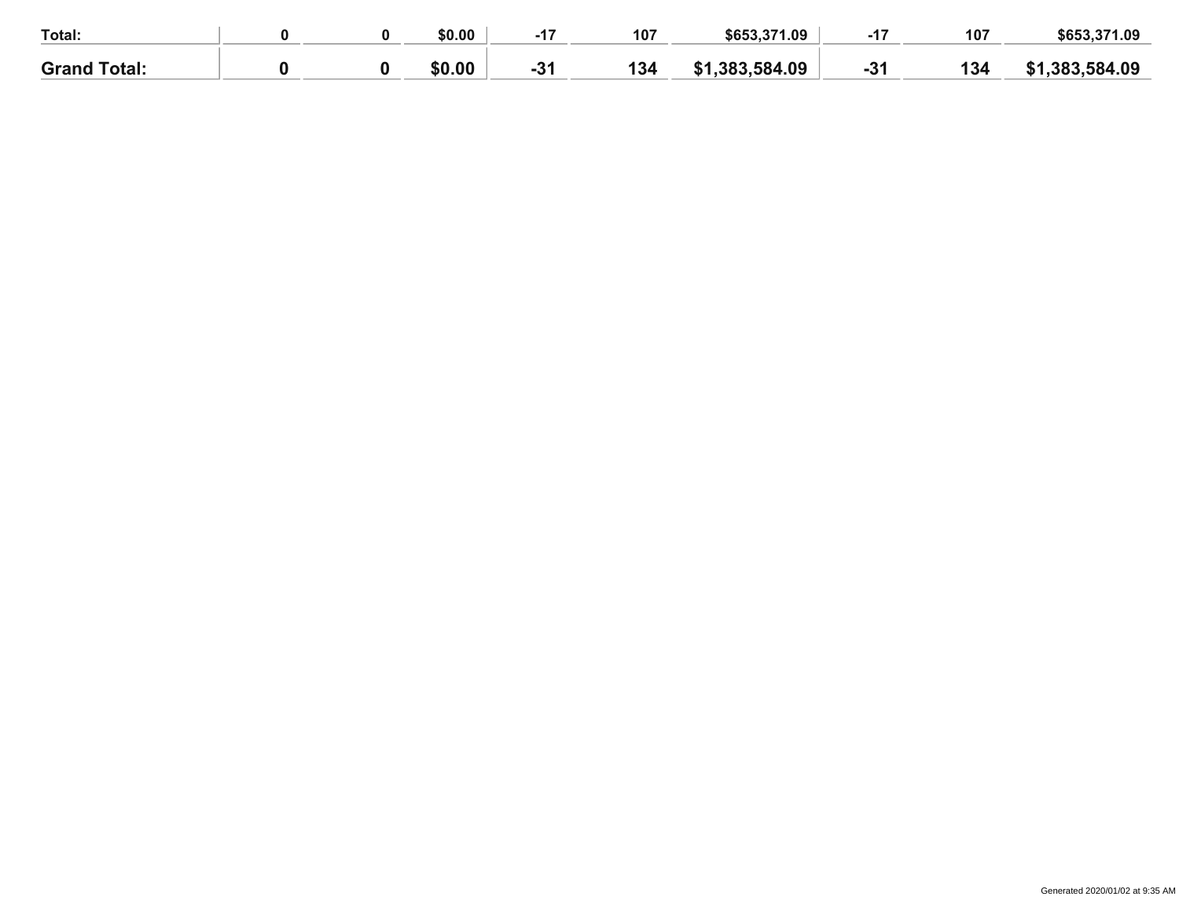| | | | | | | | | | |
|---|---|---|---|---|---|---|---|---|---|
| **Total:** | **0** | **0** | **$0.00** | **-17** | **107** | **$653,371.09** | **-17** | **107** | **$653,371.09** |
| **Grand Total:** | **0** | **0** | **$0.00** | **-31** | **134** | **$1,383,584.09** | **-31** | **134** | **$1,383,584.09** |

Generated 2020/01/02 at 9:35 AM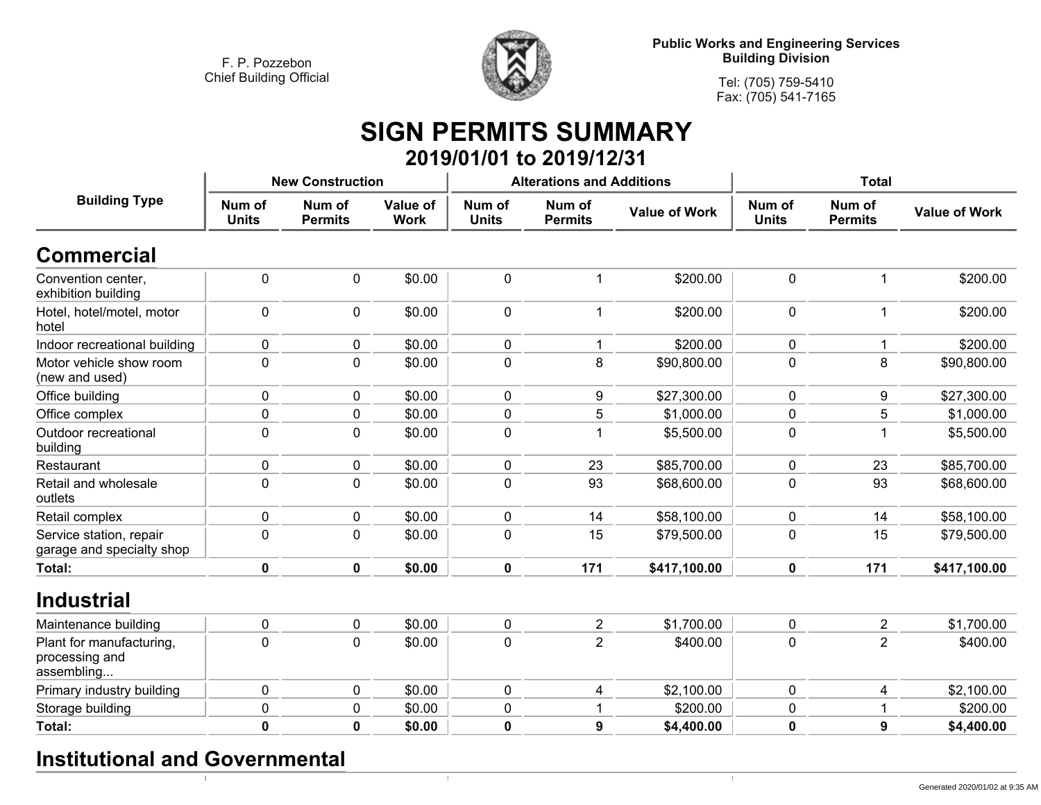F. P. Pozzebon
Chief Building Official

Public Works and Engineering Services
**Building Division**

Tel: (705) 759-5410
Fax: (705) 541-7165

# SIGN PERMITS SUMMARY

## 2019/01/01 to 2019/12/31

| Building Type | New Construction | | | Alterations and Additions | | | Total | | |
|---|---|---|---|---|---|---|---|---|---|
| | Num of Units | Num of Permits | Value of Work | Num of Units | Num of Permits | Value of Work | Num of Units | Num of Permits | Value of Work |
| **Commercial** | | | | | | | | | |
| Convention center, exhibition building | 0 | 0 | $0.00 | 0 | 1 | $200.00 | 0 | 1 | $200.00 |
| Hotel, hotel/motel, motor hotel | 0 | 0 | $0.00 | 0 | 1 | $200.00 | 0 | 1 | $200.00 |
| Indoor recreational building | 0 | 0 | $0.00 | 0 | 1 | $200.00 | 0 | 1 | $200.00 |
| Motor vehicle show room (new and used) | 0 | 0 | $0.00 | 0 | 8 | $90,800.00 | 0 | 8 | $90,800.00 |
| Office building | 0 | 0 | $0.00 | 0 | 9 | $27,300.00 | 0 | 9 | $27,300.00 |
| Office complex | 0 | 0 | $0.00 | 0 | 5 | $1,000.00 | 0 | 5 | $1,000.00 |
| Outdoor recreational building | 0 | 0 | $0.00 | 0 | 1 | $5,500.00 | 0 | 1 | $5,500.00 |
| Restaurant | 0 | 0 | $0.00 | 0 | 23 | $85,700.00 | 0 | 23 | $85,700.00 |
| Retail and wholesale outlets | 0 | 0 | $0.00 | 0 | 93 | $68,600.00 | 0 | 93 | $68,600.00 |
| Retail complex | 0 | 0 | $0.00 | 0 | 14 | $58,100.00 | 0 | 14 | $58,100.00 |
| Service station, repair garage and specialty shop | 0 | 0 | $0.00 | 0 | 15 | $79,500.00 | 0 | 15 | $79,500.00 |
| **Total:** | **0** | **0** | **$0.00** | **0** | **171** | **$417,100.00** | **0** | **171** | **$417,100.00** |
| **Industrial** | | | | | | | | | |
| Maintenance building | 0 | 0 | $0.00 | 0 | 2 | $1,700.00 | 0 | 2 | $1,700.00 |
| Plant for manufacturing, processing and assembling... | 0 | 0 | $0.00 | 0 | 2 | $400.00 | 0 | 2 | $400.00 |
| Primary industry building | 0 | 0 | $0.00 | 0 | 4 | $2,100.00 | 0 | 4 | $2,100.00 |
| Storage building | 0 | 0 | $0.00 | 0 | 1 | $200.00 | 0 | 1 | $200.00 |
| **Total:** | **0** | **0** | **$0.00** | **0** | **9** | **$4,400.00** | **0** | **9** | **$4,400.00** |

## Institutional and Governmental

Generated 2020/01/02 at 9:35 AM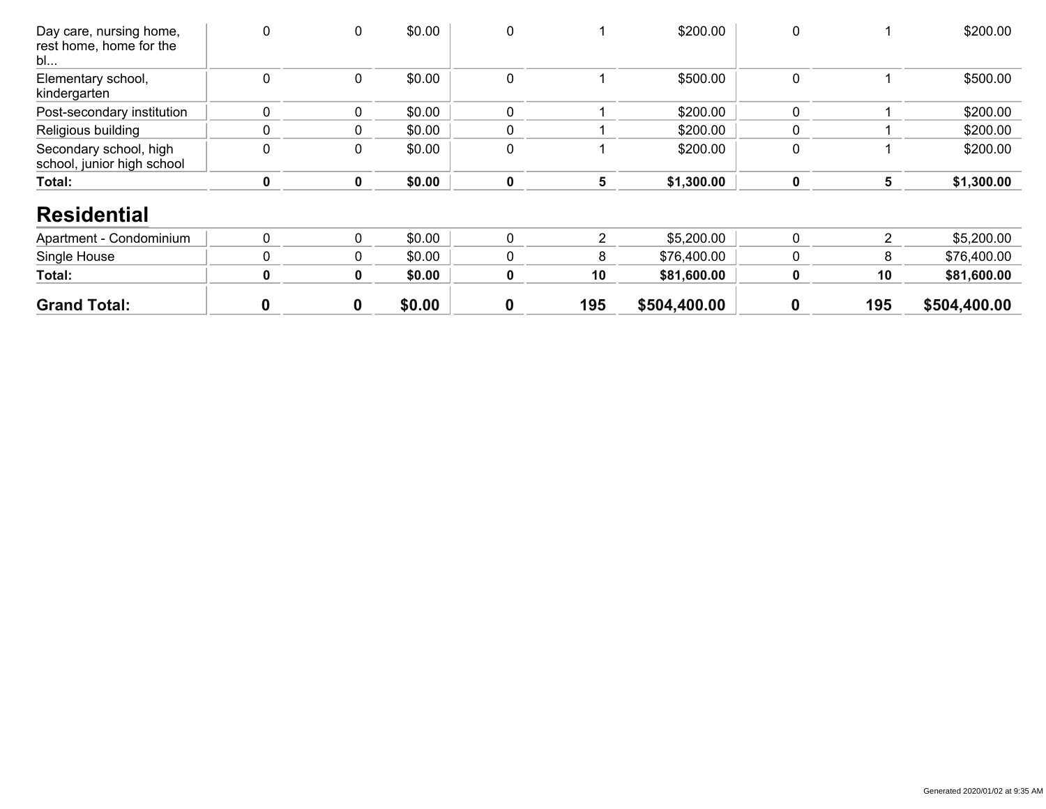| | | | | | | | | | |
|---|---|---|---|---|---|---|---|---|---|
| Day care, nursing home, rest home, home for the bl... | 0 | 0 | $0.00 | 0 | 1 | $200.00 | 0 | 1 | $200.00 |
| Elementary school, kindergarten | 0 | 0 | $0.00 | 0 | 1 | $500.00 | 0 | 1 | $500.00 |
| Post-secondary institution | 0 | 0 | $0.00 | 0 | 1 | $200.00 | 0 | 1 | $200.00 |
| Religious building | 0 | 0 | $0.00 | 0 | 1 | $200.00 | 0 | 1 | $200.00 |
| Secondary school, high school, junior high school | 0 | 0 | $0.00 | 0 | 1 | $200.00 | 0 | 1 | $200.00 |
| **Total:** | **0** | **0** | **$0.00** | **0** | **5** | **$1,300.00** | **0** | **5** | **$1,300.00** |

## Residential

| | | | | | | | | | |
|---|---|---|---|---|---|---|---|---|---|
| Apartment - Condominium | 0 | 0 | $0.00 | 0 | 2 | $5,200.00 | 0 | 2 | $5,200.00 |
| Single House | 0 | 0 | $0.00 | 0 | 8 | $76,400.00 | 0 | 8 | $76,400.00 |
| **Total:** | **0** | **0** | **$0.00** | **0** | **10** | **$81,600.00** | **0** | **10** | **$81,600.00** |
| **Grand Total:** | **0** | **0** | **$0.00** | **0** | **195** | **$504,400.00** | **0** | **195** | **$504,400.00** |

Generated 2020/01/02 at 9:35 AM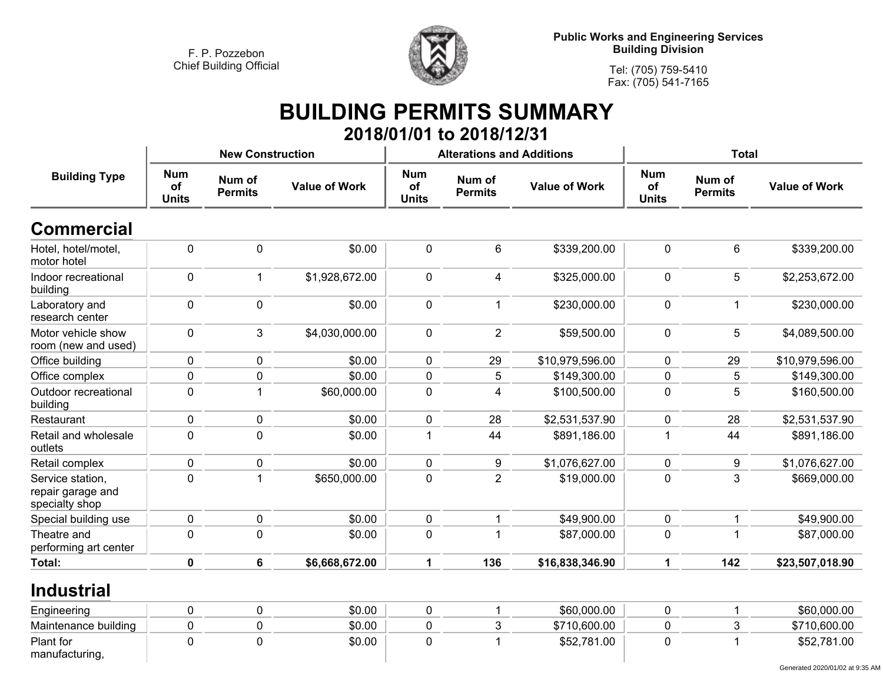F. P. Pozzebon
Chief Building Official

**Public Works and Engineering Services**
**Building Division**

Tel: (705) 759-5410
Fax: (705) 541-7165

# BUILDING PERMITS SUMMARY

## 2018/01/01 to 2018/12/31

| Building Type | New Construction | | | Alterations and Additions | | | Total | | |
|---|---|---|---|---|---|---|---|---|---|
| | Num of Units | Num of Permits | Value of Work | Num of Units | Num of Permits | Value of Work | Num of Units | Num of Permits | Value of Work |
| **Commercial** | | | | | | | | | |
| Hotel, hotel/motel, motor hotel | 0 | 0 | $0.00 | 0 | 6 | $339,200.00 | 0 | 6 | $339,200.00 |
| Indoor recreational building | 0 | 1 | $1,928,672.00 | 0 | 4 | $325,000.00 | 0 | 5 | $2,253,672.00 |
| Laboratory and research center | 0 | 0 | $0.00 | 0 | 1 | $230,000.00 | 0 | 1 | $230,000.00 |
| Motor vehicle show room (new and used) | 0 | 3 | $4,030,000.00 | 0 | 2 | $59,500.00 | 0 | 5 | $4,089,500.00 |
| Office building | 0 | 0 | $0.00 | 0 | 29 | $10,979,596.00 | 0 | 29 | $10,979,596.00 |
| Office complex | 0 | 0 | $0.00 | 0 | 5 | $149,300.00 | 0 | 5 | $149,300.00 |
| Outdoor recreational building | 0 | 1 | $60,000.00 | 0 | 4 | $100,500.00 | 0 | 5 | $160,500.00 |
| Restaurant | 0 | 0 | $0.00 | 0 | 28 | $2,531,537.90 | 0 | 28 | $2,531,537.90 |
| Retail and wholesale outlets | 0 | 0 | $0.00 | 1 | 44 | $891,186.00 | 1 | 44 | $891,186.00 |
| Retail complex | 0 | 0 | $0.00 | 0 | 9 | $1,076,627.00 | 0 | 9 | $1,076,627.00 |
| Service station, repair garage and specialty shop | 0 | 1 | $650,000.00 | 0 | 2 | $19,000.00 | 0 | 3 | $669,000.00 |
| Special building use | 0 | 0 | $0.00 | 0 | 1 | $49,900.00 | 0 | 1 | $49,900.00 |
| Theatre and performing art center | 0 | 0 | $0.00 | 0 | 1 | $87,000.00 | 0 | 1 | $87,000.00 |
| **Total:** | **0** | **6** | **$6,668,672.00** | **1** | **136** | **$16,838,346.90** | **1** | **142** | **$23,507,018.90** |
| **Industrial** | | | | | | | | | |
| Engineering | 0 | 0 | $0.00 | 0 | 1 | $60,000.00 | 0 | 1 | $60,000.00 |
| Maintenance building | 0 | 0 | $0.00 | 0 | 3 | $710,600.00 | 0 | 3 | $710,600.00 |
| Plant for manufacturing, | 0 | 0 | $0.00 | 0 | 1 | $52,781.00 | 0 | 1 | $52,781.00 |

Generated 2020/01/02 at 9:35 AM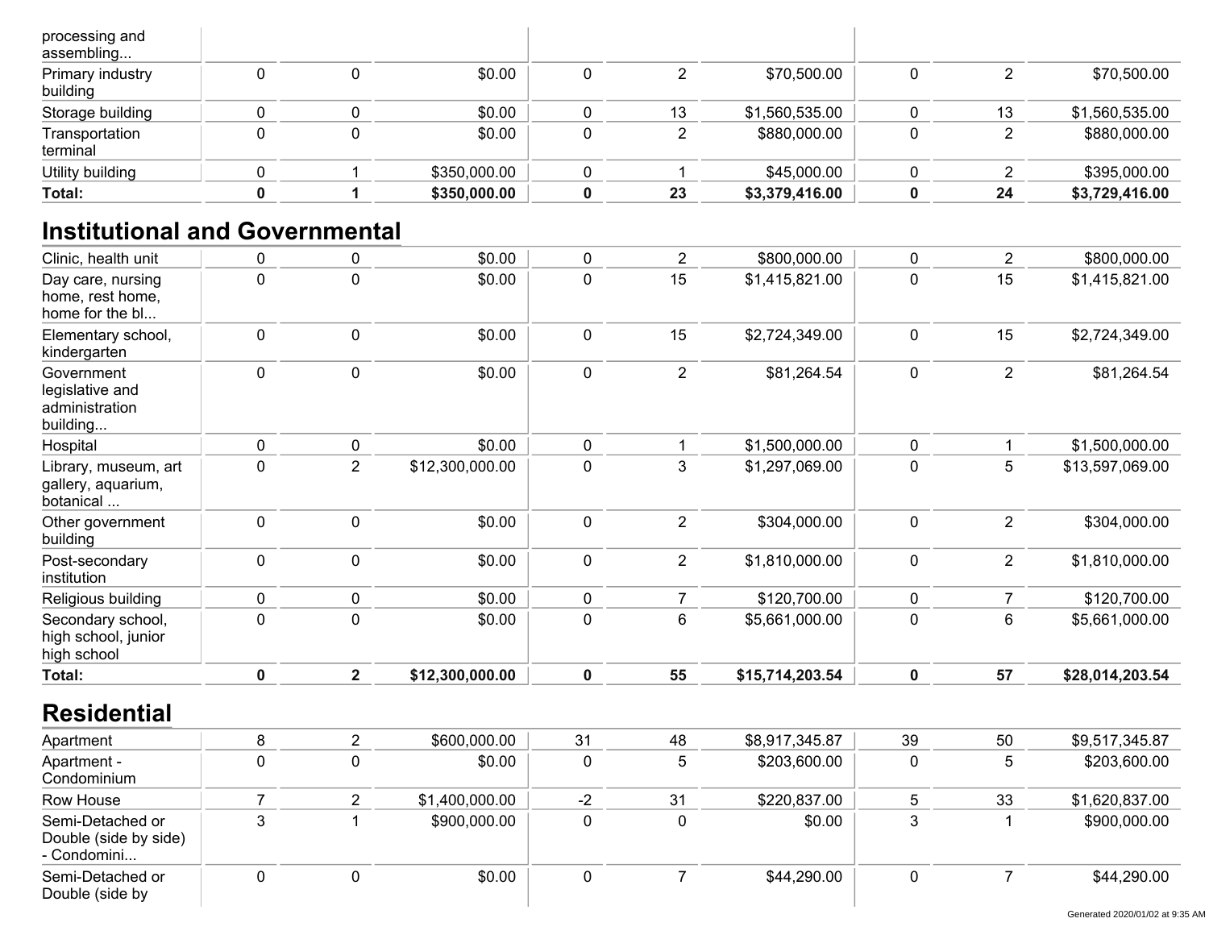| | | | | | | | | | |
|---|---|---|---|---|---|---|---|---|---|
| processing and assembling... | | | | | | | | | |
| Primary industry building | 0 | 0 | $0.00 | 0 | 2 | $70,500.00 | 0 | 2 | $70,500.00 |
| Storage building | 0 | 0 | $0.00 | 0 | 13 | $1,560,535.00 | 0 | 13 | $1,560,535.00 |
| Transportation terminal | 0 | 0 | $0.00 | 0 | 2 | $880,000.00 | 0 | 2 | $880,000.00 |
| Utility building | 0 | 1 | $350,000.00 | 0 | 1 | $45,000.00 | 0 | 2 | $395,000.00 |
| **Total:** | **0** | **1** | **$350,000.00** | **0** | **23** | **$3,379,416.00** | **0** | **24** | **$3,729,416.00** |

## Institutional and Governmental

| | | | | | | | | | |
|---|---|---|---|---|---|---|---|---|---|
| Clinic, health unit | 0 | 0 | $0.00 | 0 | 2 | $800,000.00 | 0 | 2 | $800,000.00 |
| Day care, nursing home, rest home, home for the bl... | 0 | 0 | $0.00 | 0 | 15 | $1,415,821.00 | 0 | 15 | $1,415,821.00 |
| Elementary school, kindergarten | 0 | 0 | $0.00 | 0 | 15 | $2,724,349.00 | 0 | 15 | $2,724,349.00 |
| Government legislative and administration building... | 0 | 0 | $0.00 | 0 | 2 | $81,264.54 | 0 | 2 | $81,264.54 |
| Hospital | 0 | 0 | $0.00 | 0 | 1 | $1,500,000.00 | 0 | 1 | $1,500,000.00 |
| Library, museum, art gallery, aquarium, botanical ... | 0 | 2 | $12,300,000.00 | 0 | 3 | $1,297,069.00 | 0 | 5 | $13,597,069.00 |
| Other government building | 0 | 0 | $0.00 | 0 | 2 | $304,000.00 | 0 | 2 | $304,000.00 |
| Post-secondary institution | 0 | 0 | $0.00 | 0 | 2 | $1,810,000.00 | 0 | 2 | $1,810,000.00 |
| Religious building | 0 | 0 | $0.00 | 0 | 7 | $120,700.00 | 0 | 7 | $120,700.00 |
| Secondary school, high school, junior high school | 0 | 0 | $0.00 | 0 | 6 | $5,661,000.00 | 0 | 6 | $5,661,000.00 |
| **Total:** | **0** | **2** | **$12,300,000.00** | **0** | **55** | **$15,714,203.54** | **0** | **57** | **$28,014,203.54** |

## Residential

| | | | | | | | | | |
|---|---|---|---|---|---|---|---|---|---|
| Apartment | 8 | 2 | $600,000.00 | 31 | 48 | $8,917,345.87 | 39 | 50 | $9,517,345.87 |
| Apartment - Condominium | 0 | 0 | $0.00 | 0 | 5 | $203,600.00 | 0 | 5 | $203,600.00 |
| Row House | 7 | 2 | $1,400,000.00 | -2 | 31 | $220,837.00 | 5 | 33 | $1,620,837.00 |
| Semi-Detached or Double (side by side) - Condomini... | 3 | 1 | $900,000.00 | 0 | 0 | $0.00 | 3 | 1 | $900,000.00 |
| Semi-Detached or Double (side by | 0 | 0 | $0.00 | 0 | 7 | $44,290.00 | 0 | 7 | $44,290.00 |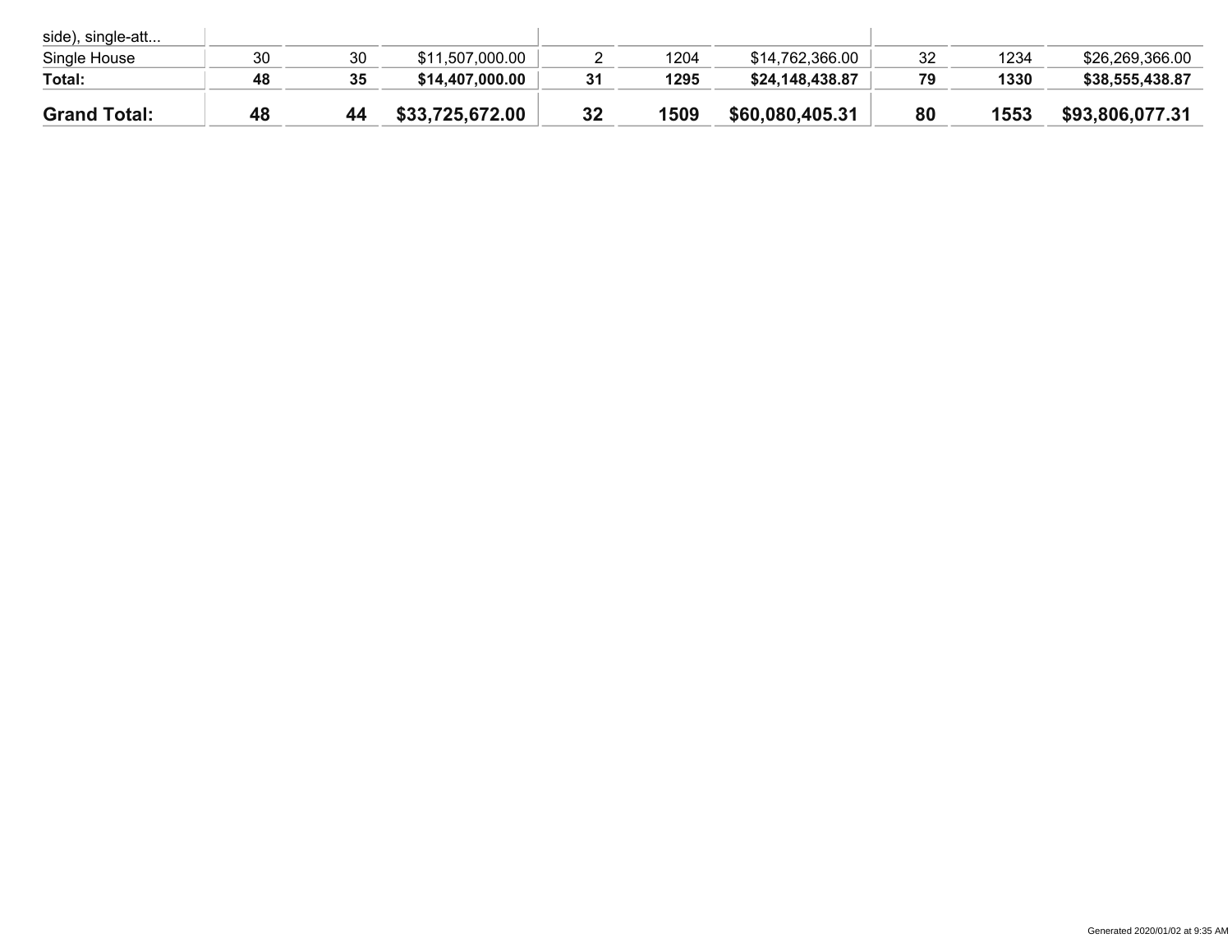| | | | | | | | | | |
|---|---|---|---|---|---|---|---|---|---|
| side), single-att... | | | | | | | | | |
| Single House | 30 | 30 | $11,507,000.00 | 2 | 1204 | $14,762,366.00 | 32 | 1234 | $26,269,366.00 |
| **Total:** | **48** | **35** | **$14,407,000.00** | **31** | **1295** | **$24,148,438.87** | **79** | **1330** | **$38,555,438.87** |
| **Grand Total:** | **48** | **44** | **$33,725,672.00** | **32** | **1509** | **$60,080,405.31** | **80** | **1553** | **$93,806,077.31** |

Generated 2020/01/02 at 9:35 AM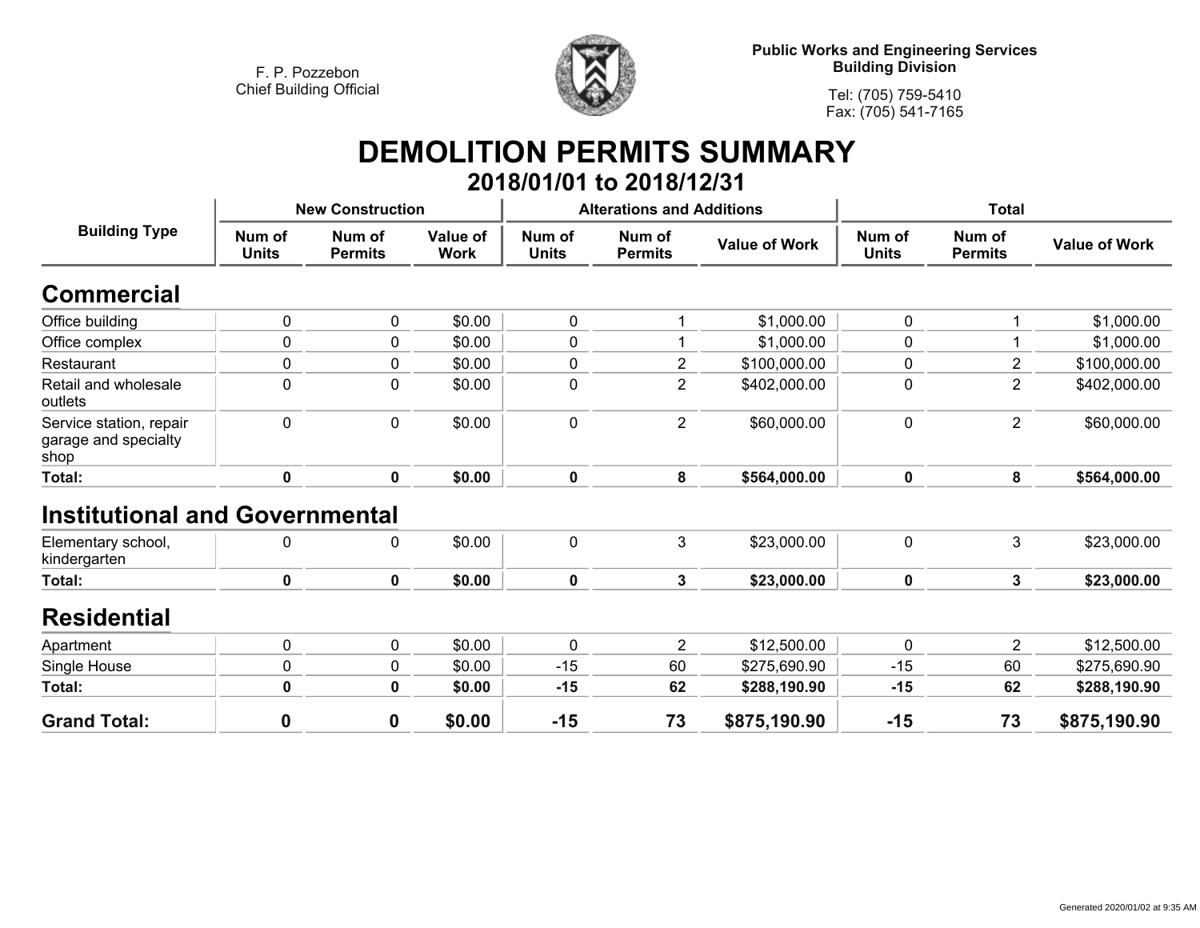F. P. Pozzebon
Chief Building Official

**Public Works and Engineering Services**
**Building Division**

Tel: (705) 759-5410
Fax: (705) 541-7165

# DEMOLITION PERMITS SUMMARY

## 2018/01/01 to 2018/12/31

| Building Type | New Construction | | | Alterations and Additions | | | Total | | |
|---|---|---|---|---|---|---|---|---|---|
| | Num of Units | Num of Permits | Value of Work | Num of Units | Num of Permits | Value of Work | Num of Units | Num of Permits | Value of Work |
| **Commercial** | | | | | | | | | |
| Office building | 0 | 0 | $0.00 | 0 | 1 | $1,000.00 | 0 | 1 | $1,000.00 |
| Office complex | 0 | 0 | $0.00 | 0 | 1 | $1,000.00 | 0 | 1 | $1,000.00 |
| Restaurant | 0 | 0 | $0.00 | 0 | 2 | $100,000.00 | 0 | 2 | $100,000.00 |
| Retail and wholesale outlets | 0 | 0 | $0.00 | 0 | 2 | $402,000.00 | 0 | 2 | $402,000.00 |
| Service station, repair garage and specialty shop | 0 | 0 | $0.00 | 0 | 2 | $60,000.00 | 0 | 2 | $60,000.00 |
| **Total:** | **0** | **0** | **$0.00** | **0** | **8** | **$564,000.00** | **0** | **8** | **$564,000.00** |
| **Institutional and Governmental** | | | | | | | | | |
| Elementary school, kindergarten | 0 | 0 | $0.00 | 0 | 3 | $23,000.00 | 0 | 3 | $23,000.00 |
| **Total:** | **0** | **0** | **$0.00** | **0** | **3** | **$23,000.00** | **0** | **3** | **$23,000.00** |
| **Residential** | | | | | | | | | |
| Apartment | 0 | 0 | $0.00 | 0 | 2 | $12,500.00 | 0 | 2 | $12,500.00 |
| Single House | 0 | 0 | $0.00 | -15 | 60 | $275,690.90 | -15 | 60 | $275,690.90 |
| **Total:** | **0** | **0** | **$0.00** | **-15** | **62** | **$288,190.90** | **-15** | **62** | **$288,190.90** |
| **Grand Total:** | **0** | **0** | **$0.00** | **-15** | **73** | **$875,190.90** | **-15** | **73** | **$875,190.90** |

Generated 2020/01/02 at 9:35 AM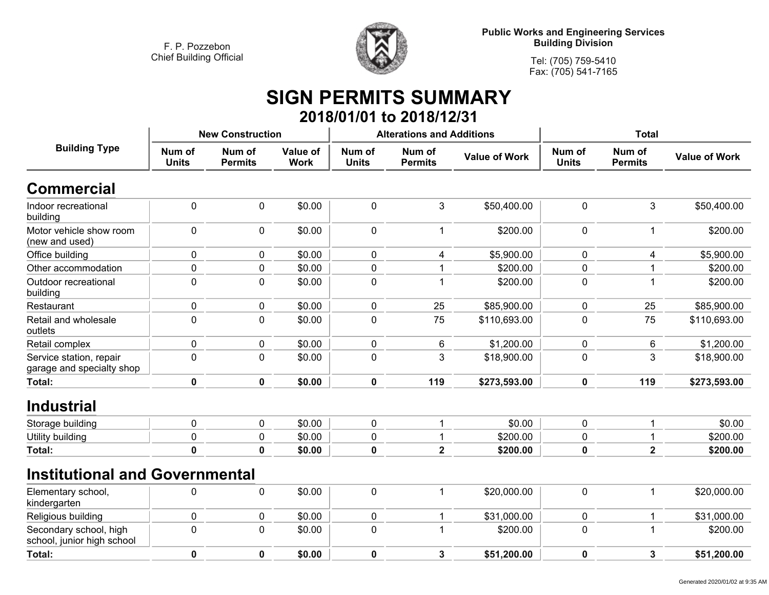F. P. Pozzebon
Chief Building Official

**Public Works and Engineering Services**
**Building Division**

Tel: (705) 759-5410
Fax: (705) 541-7165

# SIGN PERMITS SUMMARY

## 2018/01/01 to 2018/12/31

| Building Type | New Construction | | | Alterations and Additions | | | Total | | |
|---|---|---|---|---|---|---|---|---|---|
| | Num of Units | Num of Permits | Value of Work | Num of Units | Num of Permits | Value of Work | Num of Units | Num of Permits | Value of Work |
| **Commercial** | | | | | | | | | |
| Indoor recreational building | 0 | 0 | $0.00 | 0 | 3 | $50,400.00 | 0 | 3 | $50,400.00 |
| Motor vehicle show room (new and used) | 0 | 0 | $0.00 | 0 | 1 | $200.00 | 0 | 1 | $200.00 |
| Office building | 0 | 0 | $0.00 | 0 | 4 | $5,900.00 | 0 | 4 | $5,900.00 |
| Other accommodation | 0 | 0 | $0.00 | 0 | 1 | $200.00 | 0 | 1 | $200.00 |
| Outdoor recreational building | 0 | 0 | $0.00 | 0 | 1 | $200.00 | 0 | 1 | $200.00 |
| Restaurant | 0 | 0 | $0.00 | 0 | 25 | $85,900.00 | 0 | 25 | $85,900.00 |
| Retail and wholesale outlets | 0 | 0 | $0.00 | 0 | 75 | $110,693.00 | 0 | 75 | $110,693.00 |
| Retail complex | 0 | 0 | $0.00 | 0 | 6 | $1,200.00 | 0 | 6 | $1,200.00 |
| Service station, repair garage and specialty shop | 0 | 0 | $0.00 | 0 | 3 | $18,900.00 | 0 | 3 | $18,900.00 |
| **Total:** | **0** | **0** | **$0.00** | **0** | **119** | **$273,593.00** | **0** | **119** | **$273,593.00** |
| **Industrial** | | | | | | | | | |
| Storage building | 0 | 0 | $0.00 | 0 | 1 | $0.00 | 0 | 1 | $0.00 |
| Utility building | 0 | 0 | $0.00 | 0 | 1 | $200.00 | 0 | 1 | $200.00 |
| **Total:** | **0** | **0** | **$0.00** | **0** | **2** | **$200.00** | **0** | **2** | **$200.00** |
| **Institutional and Governmental** | | | | | | | | | |
| Elementary school, kindergarten | 0 | 0 | $0.00 | 0 | 1 | $20,000.00 | 0 | 1 | $20,000.00 |
| Religious building | 0 | 0 | $0.00 | 0 | 1 | $31,000.00 | 0 | 1 | $31,000.00 |
| Secondary school, high school, junior high school | 0 | 0 | $0.00 | 0 | 1 | $200.00 | 0 | 1 | $200.00 |
| **Total:** | **0** | **0** | **$0.00** | **0** | **3** | **$51,200.00** | **0** | **3** | **$51,200.00** |

Generated 2020/01/02 at 9:35 AM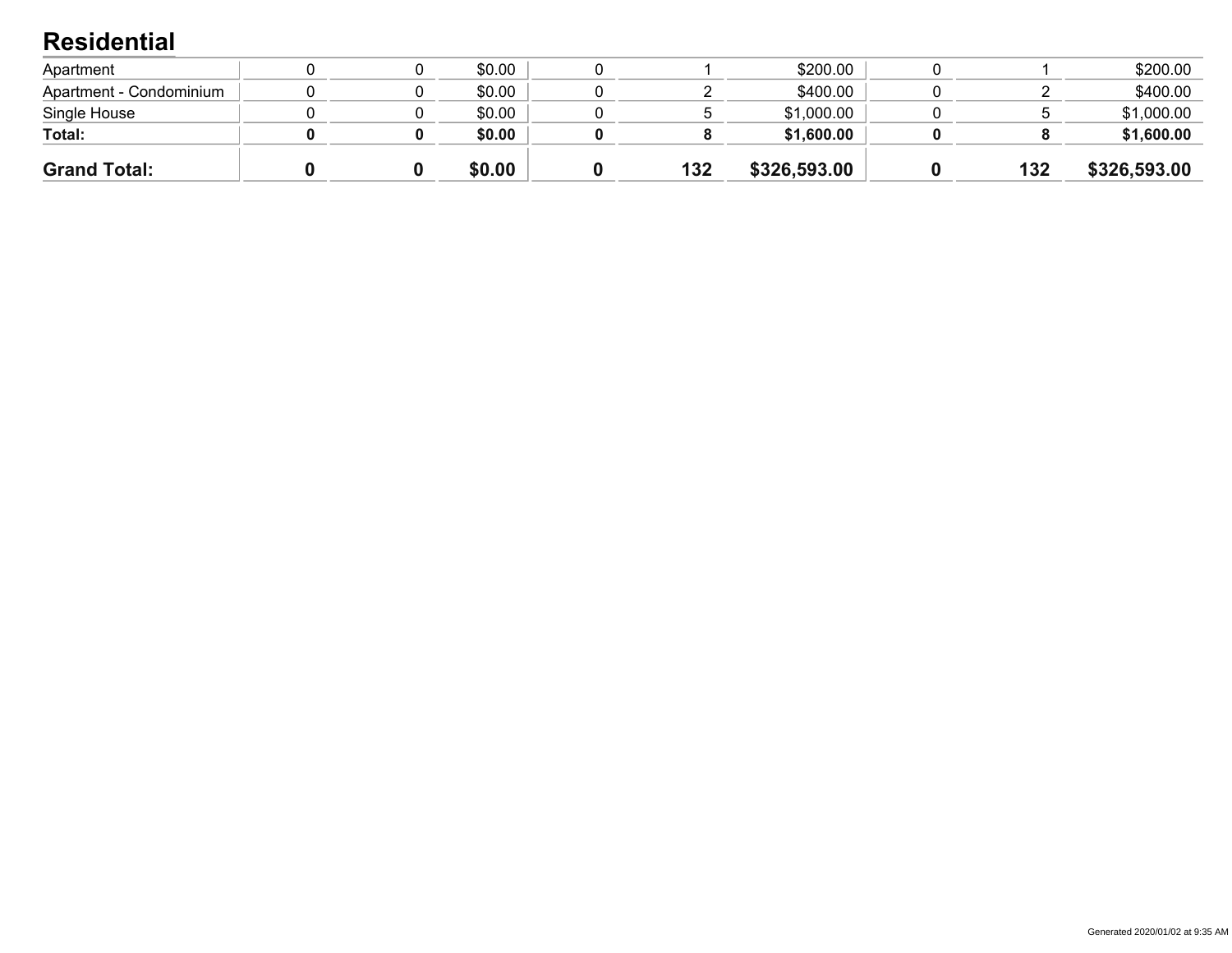## Residential

| | | | | | | | | | |
|---|---|---|---|---|---|---|---|---|---|
| Apartment | 0 | 0 | $0.00 | 0 | 1 | $200.00 | 0 | 1 | $200.00 |
| Apartment - Condominium | 0 | 0 | $0.00 | 0 | 2 | $400.00 | 0 | 2 | $400.00 |
| Single House | 0 | 0 | $0.00 | 0 | 5 | $1,000.00 | 0 | 5 | $1,000.00 |
| **Total:** | **0** | **0** | **$0.00** | **0** | **8** | **$1,600.00** | **0** | **8** | **$1,600.00** |
| **Grand Total:** | **0** | **0** | **$0.00** | **0** | **132** | **$326,593.00** | **0** | **132** | **$326,593.00** |

Generated 2020/01/02 at 9:35 AM